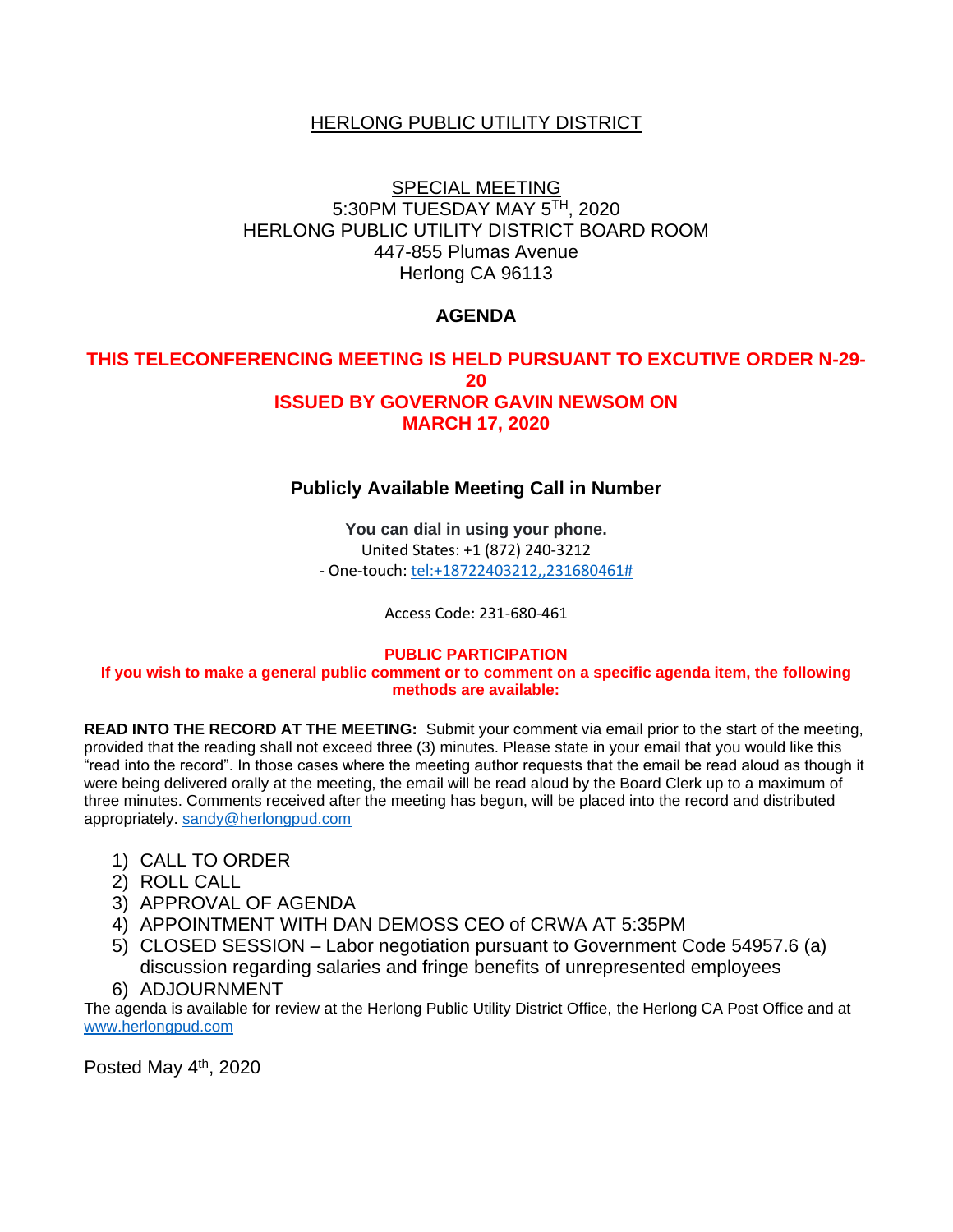# HERLONG PUBLIC UTILITY DISTRICT

SPECIAL MEETING
5:30PM TUESDAY MAY 5TH, 2020
HERLONG PUBLIC UTILITY DISTRICT BOARD ROOM
447-855 Plumas Avenue
Herlong CA 96113

## AGENDA

**THIS TELECONFERENCING MEETING IS HELD PURSUANT TO EXCUTIVE ORDER N-29-20
ISSUED BY GOVERNOR GAVIN NEWSOM ON
MARCH 17, 2020**

### Publicly Available Meeting Call in Number

**You can dial in using your phone.**
United States: +1 (872) 240-3212
- One-touch: tel:+18722403212,,231680461#

Access Code: 231-680-461

**PUBLIC PARTICIPATION**
**If you wish to make a general public comment or to comment on a specific agenda item, the following methods are available:**

**READ INTO THE RECORD AT THE MEETING:** Submit your comment via email prior to the start of the meeting, provided that the reading shall not exceed three (3) minutes. Please state in your email that you would like this "read into the record". In those cases where the meeting author requests that the email be read aloud as though it were being delivered orally at the meeting, the email will be read aloud by the Board Clerk up to a maximum of three minutes. Comments received after the meeting has begun, will be placed into the record and distributed appropriately. sandy@herlongpud.com

1) CALL TO ORDER
2) ROLL CALL
3) APPROVAL OF AGENDA
4) APPOINTMENT WITH DAN DEMOSS CEO of CRWA AT 5:35PM
5) CLOSED SESSION – Labor negotiation pursuant to Government Code 54957.6 (a) discussion regarding salaries and fringe benefits of unrepresented employees
6) ADJOURNMENT

The agenda is available for review at the Herlong Public Utility District Office, the Herlong CA Post Office and at www.herlongpud.com

Posted May 4th, 2020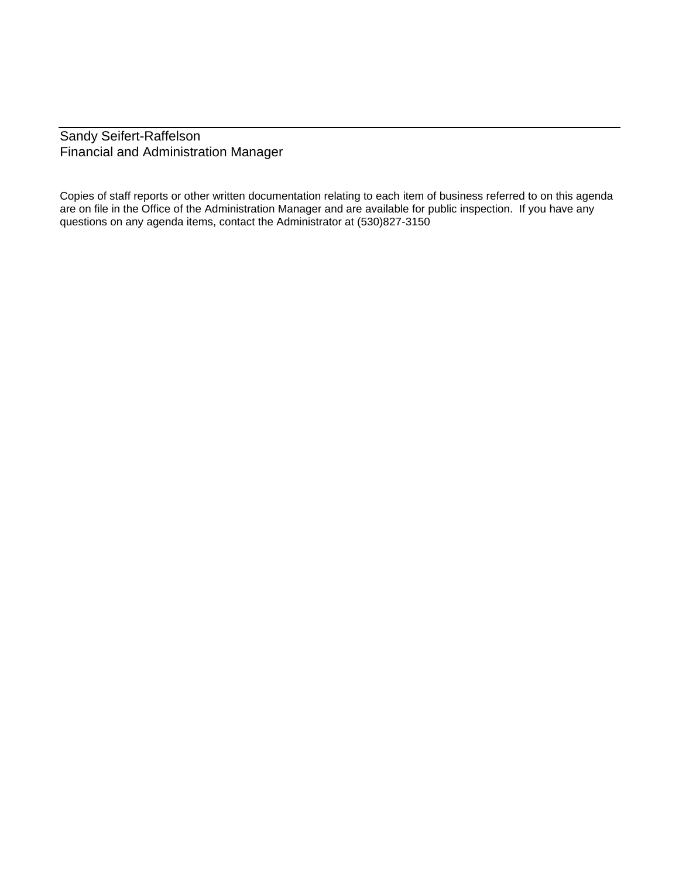---

Sandy Seifert-Raffelson
Financial and Administration Manager

Copies of staff reports or other written documentation relating to each item of business referred to on this agenda are on file in the Office of the Administration Manager and are available for public inspection. If you have any questions on any agenda items, contact the Administrator at (530)827-3150